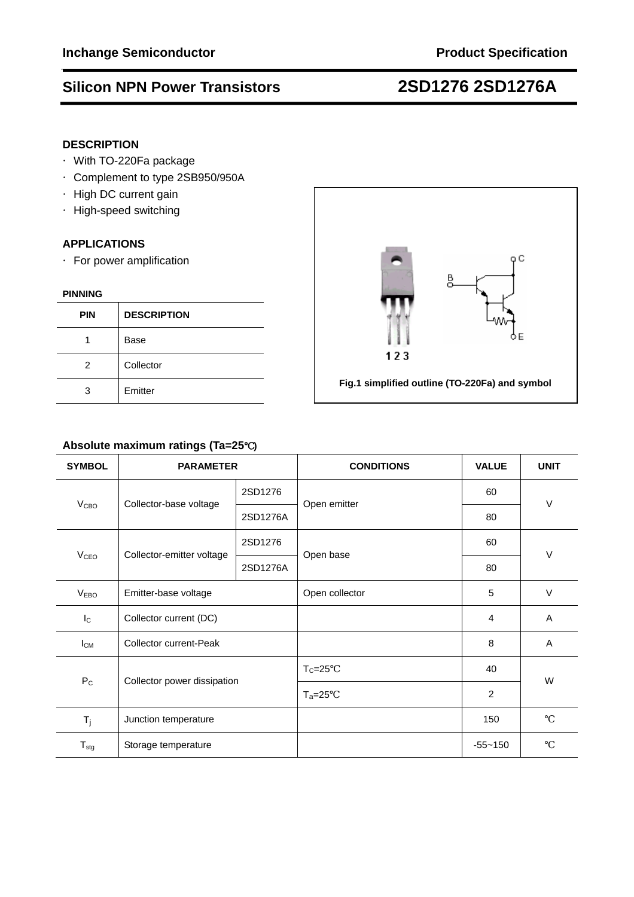Inchange Semiconductor — Product Specification

# Silicon NPN Power Transistors — 2SD1276 2SD1276A

## DESCRIPTION

- With TO-220Fa package
- Complement to type 2SB950/950A
- High DC current gain
- High-speed switching

## APPLICATIONS

- For power amplification

### PINNING

| PIN | DESCRIPTION |
|---|---|
| 1 | Base |
| 2 | Collector |
| 3 | Emitter |

Fig.1 simplified outline (TO-220Fa) and symbol

## Absolute maximum ratings (Ta=25℃)

| SYMBOL | PARAMETER | | CONDITIONS | VALUE | UNIT |
|---|---|---|---|---|---|
| $V_{CBO}$ | Collector-base voltage | 2SD1276 | Open emitter | 60 | V |
| | | 2SD1276A | | 80 | |
| $V_{CEO}$ | Collector-emitter voltage | 2SD1276 | Open base | 60 | V |
| | | 2SD1276A | | 80 | |
| $V_{EBO}$ | Emitter-base voltage | | Open collector | 5 | V |
| $I_C$ | Collector current (DC) | | | 4 | A |
| $I_{CM}$ | Collector current-Peak | | | 8 | A |
| $P_C$ | Collector power dissipation | | $T_C$=25℃ | 40 | W |
| | | | $T_a$=25℃ | 2 | |
| $T_j$ | Junction temperature | | | 150 | ℃ |
| $T_{stg}$ | Storage temperature | | | -55~150 | ℃ |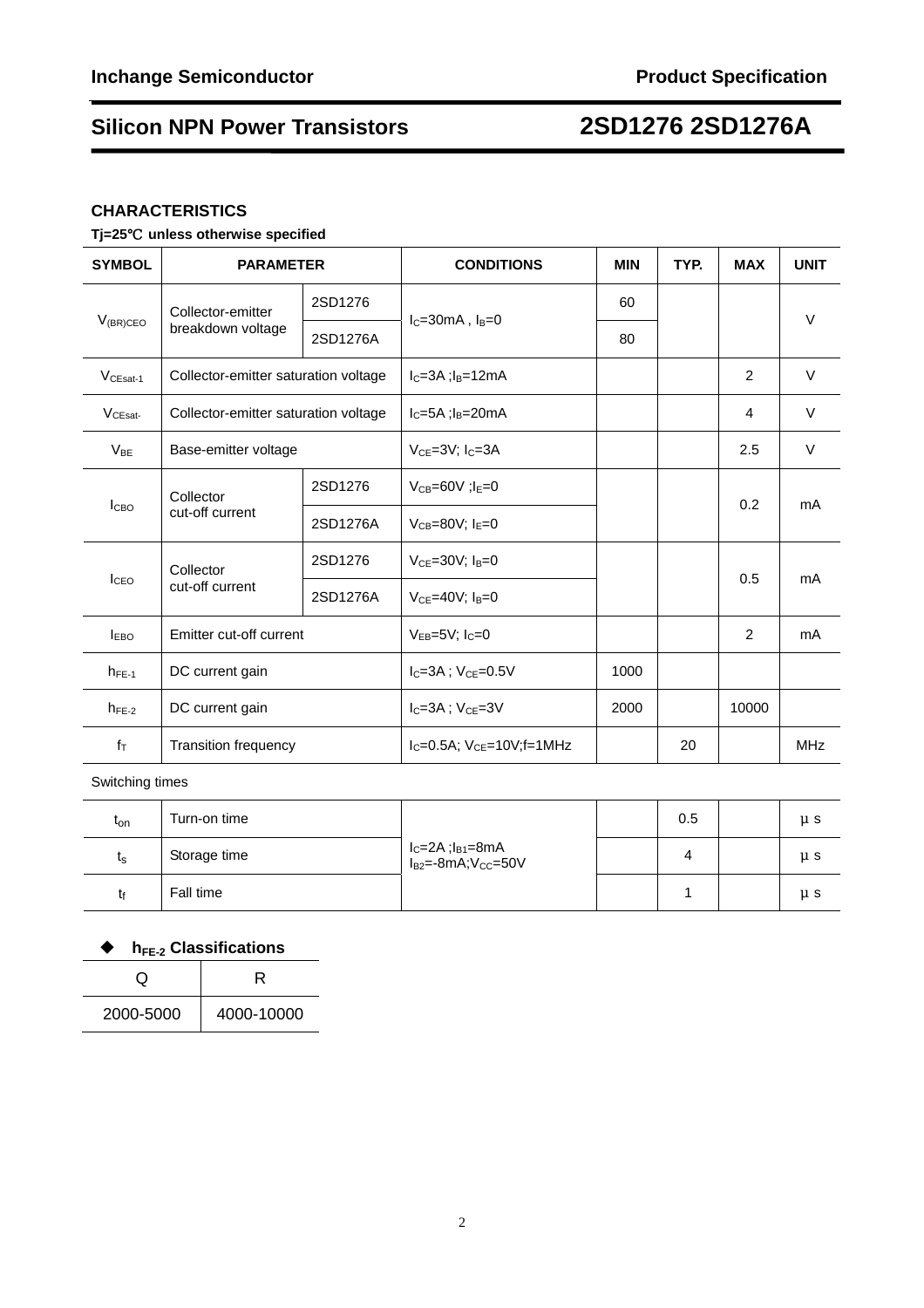## CHARACTERISTICS

**Tj=25℃ unless otherwise specified**

| SYMBOL | PARAMETER | | CONDITIONS | MIN | TYP. | MAX | UNIT |
|---|---|---|---|---|---|---|---|
| $V_{(BR)CEO}$ | Collector-emitter breakdown voltage | 2SD1276 | $I_C$=30mA , $I_B$=0 | 60 | | | V |
| | | 2SD1276A | | 80 | | | |
| $V_{CEsat-1}$ | Collector-emitter saturation voltage | | $I_C$=3A ;$I_B$=12mA | | | 2 | V |
| $V_{CEsat-}$ | Collector-emitter saturation voltage | | $I_C$=5A ;$I_B$=20mA | | | 4 | V |
| $V_{BE}$ | Base-emitter voltage | | $V_{CE}$=3V; $I_C$=3A | | | 2.5 | V |
| $I_{CBO}$ | Collector cut-off current | 2SD1276 | $V_{CB}$=60V ;$I_E$=0 | | | 0.2 | mA |
| | | 2SD1276A | $V_{CB}$=80V; $I_E$=0 | | | | |
| $I_{CEO}$ | Collector cut-off current | 2SD1276 | $V_{CE}$=30V; $I_B$=0 | | | 0.5 | mA |
| | | 2SD1276A | $V_{CE}$=40V; $I_B$=0 | | | | |
| $I_{EBO}$ | Emitter cut-off current | | $V_{EB}$=5V; $I_C$=0 | | | 2 | mA |
| $h_{FE-1}$ | DC current gain | | $I_C$=3A ; $V_{CE}$=0.5V | 1000 | | | |
| $h_{FE-2}$ | DC current gain | | $I_C$=3A ; $V_{CE}$=3V | 2000 | | 10000 | |
| $f_T$ | Transition frequency | | $I_C$=0.5A; $V_{CE}$=10V;f=1MHz | | 20 | | MHz |
| Switching times | | | | | | | |
| $t_{on}$ | Turn-on time | | $I_C$=2A ;$I_{B1}$=8mA $I_{B2}$=-8mA;$V_{CC}$=50V | | 0.5 | | μ s |
| $t_s$ | Storage time | | | | 4 | | μ s |
| $t_f$ | Fall time | | | | 1 | | μ s |

◆ **$h_{FE-2}$ Classifications**

| Q | R |
|---|---|
| 2000-5000 | 4000-10000 |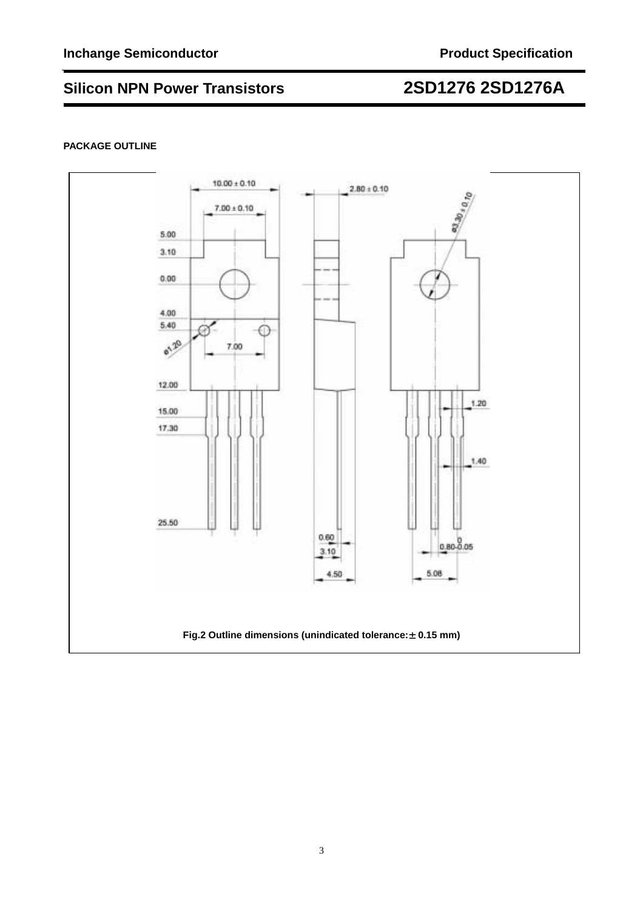# Silicon NPN Power Transistors 2SD1276 2SD1276A

**PACKAGE OUTLINE**

10.00 ± 0.10
7.00 ± 0.10
2.80 ± 0.10
ø3.30 ± 0.10
5.00
3.10
0.00
4.00
5.40
ø1.20
7.00
12.00
15.00
17.30
25.50
1.20
1.40
0.60
3.10
4.50
0.80-0.05 / 0
5.08

**Fig.2 Outline dimensions (unindicated tolerance:± 0.15 mm)**